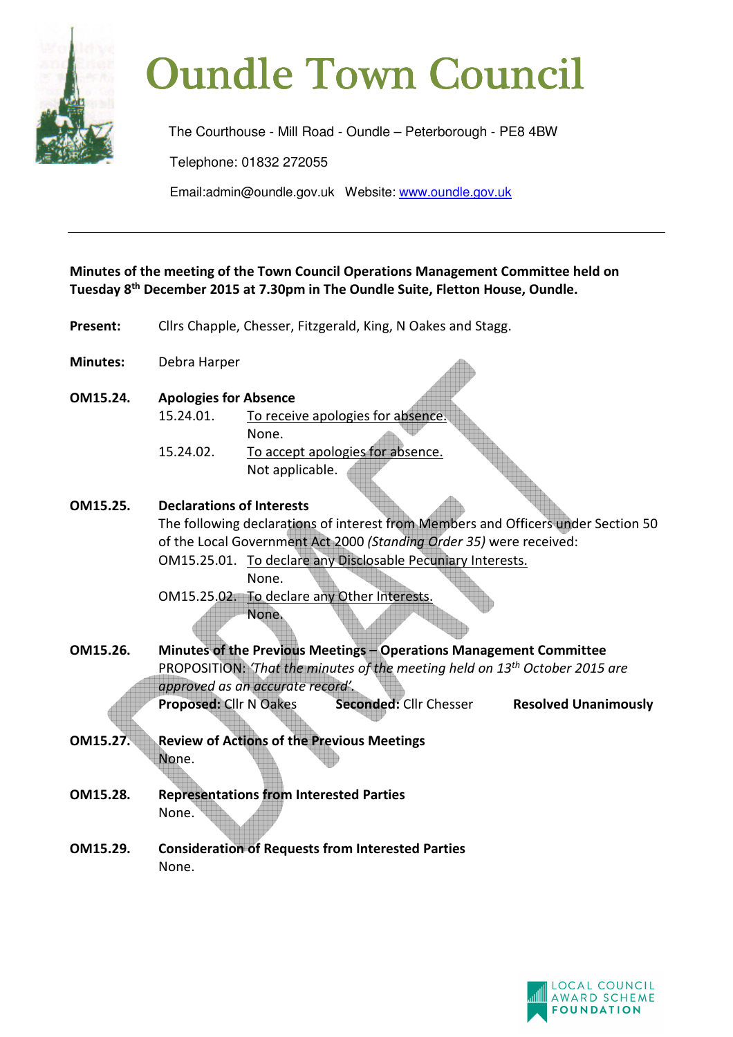# Oundle Town Council

The Courthouse - Mill Road - Oundle – Peterborough - PE8 4BW

Telephone: 01832 272055

Email:admin@oundle.gov.uk Website: www.oundle.gov.uk

---

**Minutes of the meeting of the Town Council Operations Management Committee held on Tuesday 8th December 2015 at 7.30pm in The Oundle Suite, Fletton House, Oundle.**

**Present:** Cllrs Chapple, Chesser, Fitzgerald, King, N Oakes and Stagg.

**Minutes:** Debra Harper

**OM15.24. Apologies for Absence**

15.24.01. To receive apologies for absence.
None.

15.24.02. To accept apologies for absence.
Not applicable.

**OM15.25. Declarations of Interests**

The following declarations of interest from Members and Officers under Section 50 of the Local Government Act 2000 *(Standing Order 35)* were received:

OM15.25.01. To declare any Disclosable Pecuniary Interests.
None.

OM15.25.02. To declare any Other Interests.
None.

**OM15.26. Minutes of the Previous Meetings – Operations Management Committee**

PROPOSITION: *'That the minutes of the meeting held on 13th October 2015 are approved as an accurate record'.*

**Proposed:** Cllr N Oakes **Seconded:** Cllr Chesser **Resolved Unanimously**

**OM15.27. Review of Actions of the Previous Meetings**

None.

**OM15.28. Representations from Interested Parties**

None.

**OM15.29. Consideration of Requests from Interested Parties**

None.

LOCAL COUNCIL AWARD SCHEME FOUNDATION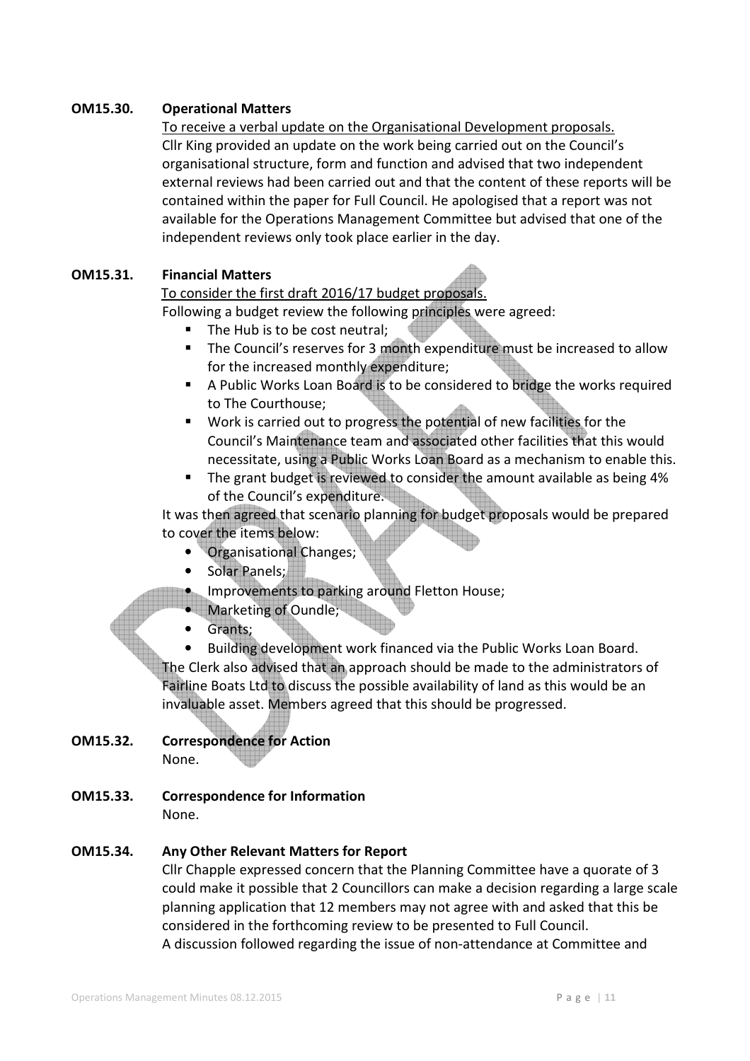**OM15.30. Operational Matters**

To receive a verbal update on the Organisational Development proposals.

Cllr King provided an update on the work being carried out on the Council's organisational structure, form and function and advised that two independent external reviews had been carried out and that the content of these reports will be contained within the paper for Full Council. He apologised that a report was not available for the Operations Management Committee but advised that one of the independent reviews only took place earlier in the day.

**OM15.31. Financial Matters**

To consider the first draft 2016/17 budget proposals.

Following a budget review the following principles were agreed:

- The Hub is to be cost neutral;
- The Council's reserves for 3 month expenditure must be increased to allow for the increased monthly expenditure;
- A Public Works Loan Board is to be considered to bridge the works required to The Courthouse;
- Work is carried out to progress the potential of new facilities for the Council's Maintenance team and associated other facilities that this would necessitate, using a Public Works Loan Board as a mechanism to enable this.
- The grant budget is reviewed to consider the amount available as being 4% of the Council's expenditure.

It was then agreed that scenario planning for budget proposals would be prepared to cover the items below:

- Organisational Changes;
- Solar Panels;
- Improvements to parking around Fletton House;
- Marketing of Oundle;
- Grants;
- Building development work financed via the Public Works Loan Board.

The Clerk also advised that an approach should be made to the administrators of Fairline Boats Ltd to discuss the possible availability of land as this would be an invaluable asset. Members agreed that this should be progressed.

**OM15.32. Correspondence for Action**

None.

**OM15.33. Correspondence for Information**

None.

**OM15.34. Any Other Relevant Matters for Report**

Cllr Chapple expressed concern that the Planning Committee have a quorate of 3 could make it possible that 2 Councillors can make a decision regarding a large scale planning application that 12 members may not agree with and asked that this be considered in the forthcoming review to be presented to Full Council.

A discussion followed regarding the issue of non-attendance at Committee and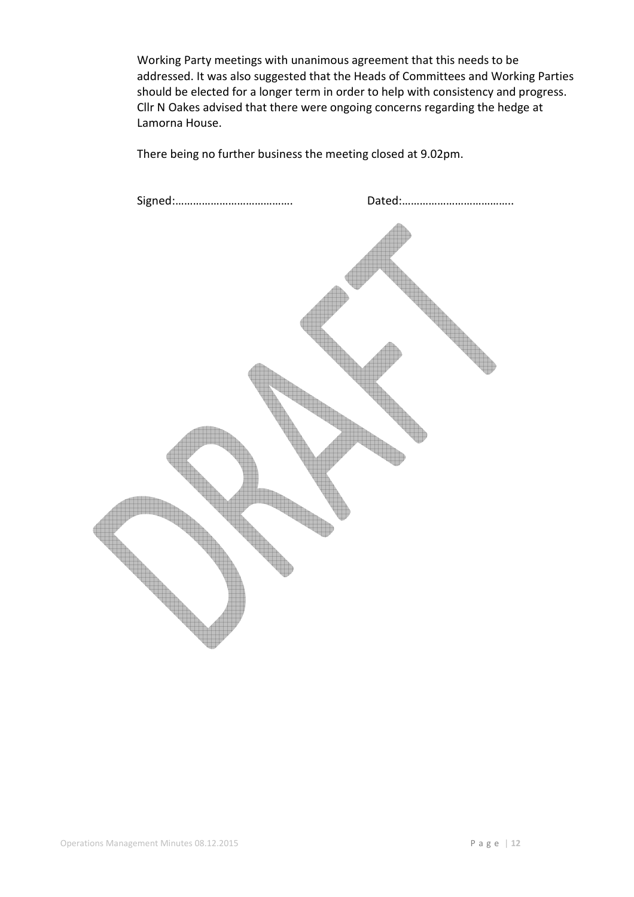Working Party meetings with unanimous agreement that this needs to be addressed. It was also suggested that the Heads of Committees and Working Parties should be elected for a longer term in order to help with consistency and progress. Cllr N Oakes advised that there were ongoing concerns regarding the hedge at Lamorna House.

There being no further business the meeting closed at 9.02pm.

Signed:…………………………………. Dated:………………………………..